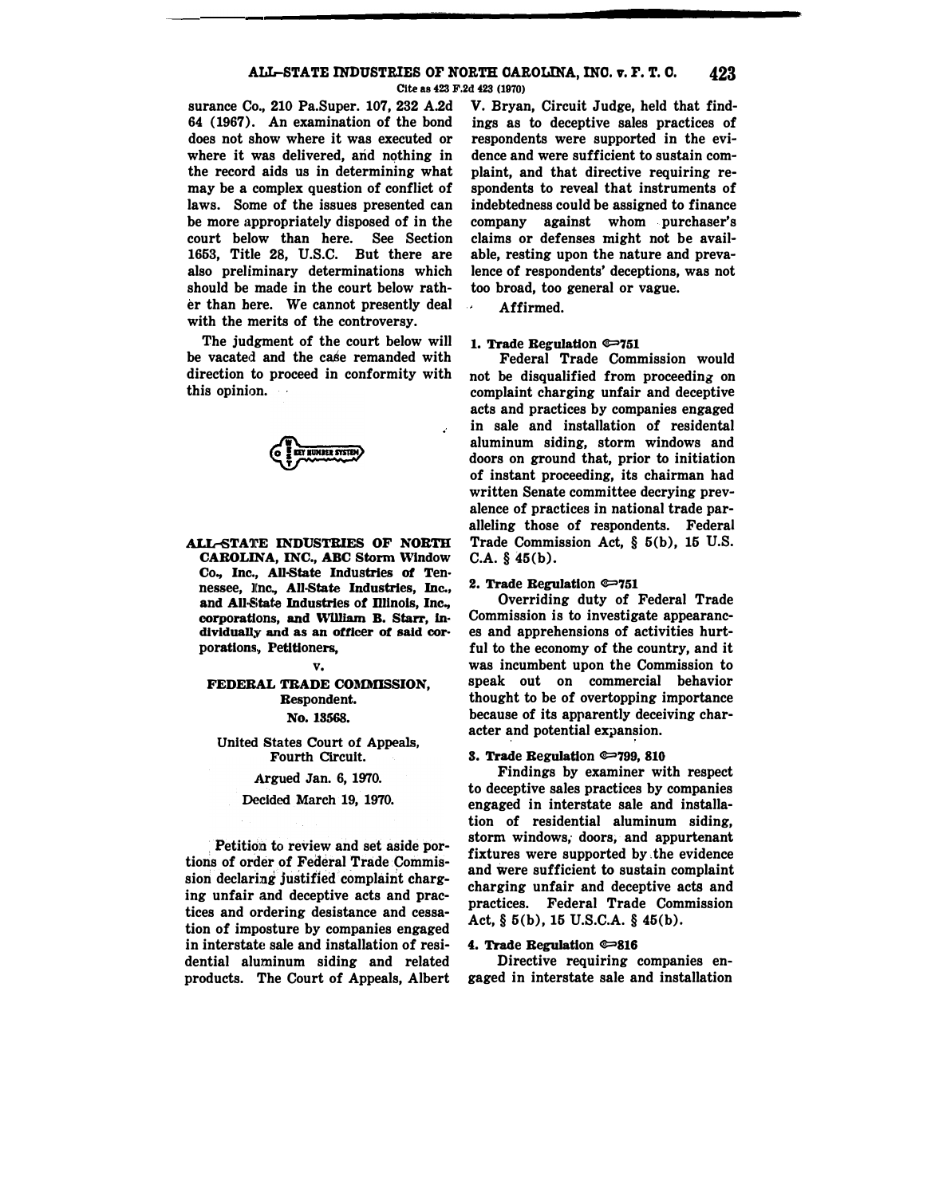surance Co., 210 Pa.Super. 107, 232 A.2d 64 (1967). An examination of the bond does not show where it was executed or where it was delivered, and nothing in the record aids us in determining what may be a complex question of conflict of laws. Some of the issues presented can be more appropriately disposed of in the court below than here. See Section 1653, Title 28, U.S.C. But there are also preliminary determinations which should be made in the court below rather than here. We cannot presently deal with the merits of the controversy.

The judgment of the court below will be vacated and the case remanded with direction to proceed in conformity with this opinion.

**ALL-STATE INDUSTRIES OF NORTH CAROLINA, INC., ABC Storm Window Co., Inc., All-State Industries of Tennessee, Inc., All-State Industries, Inc., and All-State Industries of Illinois, Inc., corporations, and William B. Starr, individually and as an officer of said corporations, Petitioners,**

**v.**

**FEDERAL TRADE COMMISSION, Respondent.**

**No. 13568.**

United States Court of Appeals, Fourth Circuit.

Argued Jan. 6, 1970.

Decided March 19, 1970.

Petition to review and set aside portions of order of Federal Trade Commission declaring justified complaint charging unfair and deceptive acts and practices and ordering desistance and cessation of imposture by companies engaged in interstate sale and installation of residential aluminum siding and related products. The Court of Appeals, Albert V. Bryan, Circuit Judge, held that findings as to deceptive sales practices of respondents were supported in the evidence and were sufficient to sustain complaint, and that directive requiring respondents to reveal that instruments of indebtedness could be assigned to finance company against whom purchaser's claims or defenses might not be available, resting upon the nature and prevalence of respondents' deceptions, was not too broad, too general or vague.

Affirmed.

**1. Trade Regulation ⟹751**

Federal Trade Commission would not be disqualified from proceeding on complaint charging unfair and deceptive acts and practices by companies engaged in sale and installation of residental aluminum siding, storm windows and doors on ground that, prior to initiation of instant proceeding, its chairman had written Senate committee decrying prevalence of practices in national trade paralleling those of respondents. Federal Trade Commission Act, § 5(b), 15 U.S.C.A. § 45(b).

**2. Trade Regulation ⟹751**

Overriding duty of Federal Trade Commission is to investigate appearances and apprehensions of activities hurtful to the economy of the country, and it was incumbent upon the Commission to speak out on commercial behavior thought to be of overtopping importance because of its apparently deceiving character and potential expansion.

**3. Trade Regulation ⟹799, 810**

Findings by examiner with respect to deceptive sales practices by companies engaged in interstate sale and installation of residential aluminum siding, storm windows, doors, and appurtenant fixtures were supported by the evidence and were sufficient to sustain complaint charging unfair and deceptive acts and practices. Federal Trade Commission Act, § 5(b), 15 U.S.C.A. § 45(b).

**4. Trade Regulation ⟹816**

Directive requiring companies engaged in interstate sale and installation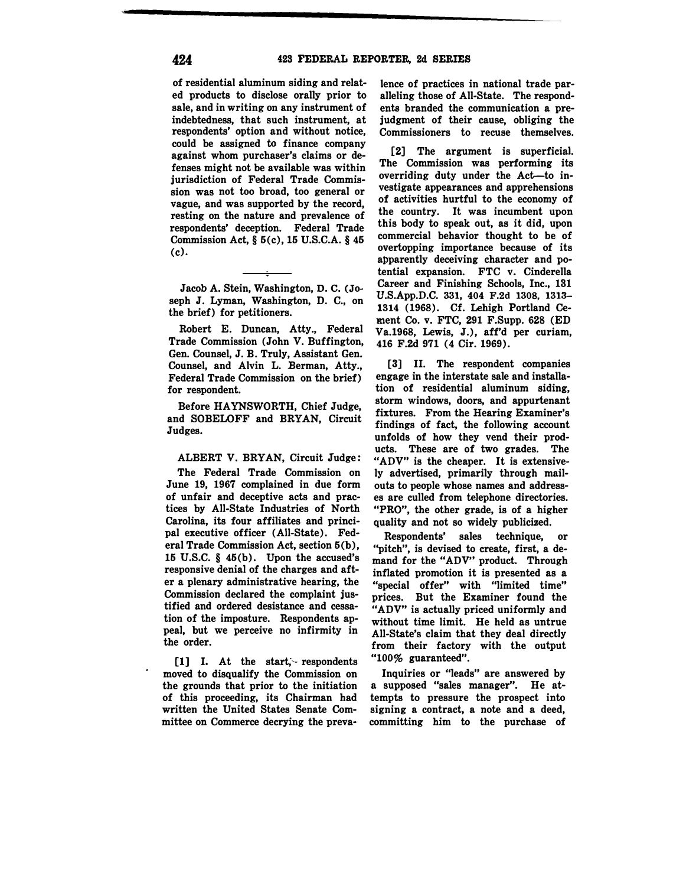of residential aluminum siding and related products to disclose orally prior to sale, and in writing on any instrument of indebtedness, that such instrument, at respondents' option and without notice, could be assigned to finance company against whom purchaser's claims or defenses might not be available was within jurisdiction of Federal Trade Commission was not too broad, too general or vague, and was supported by the record, resting on the nature and prevalence of respondents' deception. Federal Trade Commission Act, § 5(c), 15 U.S.C.A. § 45 (c).

---

Jacob A. Stein, Washington, D. C. (Joseph J. Lyman, Washington, D. C., on the brief) for petitioners.

Robert E. Duncan, Atty., Federal Trade Commission (John V. Buffington, Gen. Counsel, J. B. Truly, Assistant Gen. Counsel, and Alvin L. Berman, Atty., Federal Trade Commission on the brief) for respondent.

Before HAYNSWORTH, Chief Judge, and SOBELOFF and BRYAN, Circuit Judges.

ALBERT V. BRYAN, Circuit Judge:

The Federal Trade Commission on June 19, 1967 complained in due form of unfair and deceptive acts and practices by All-State Industries of North Carolina, its four affiliates and principal executive officer (All-State). Federal Trade Commission Act, section 5(b), 15 U.S.C. § 45(b). Upon the accused's responsive denial of the charges and after a plenary administrative hearing, the Commission declared the complaint justified and ordered desistance and cessation of the imposture. Respondents appeal, but we perceive no infirmity in the order.

[1] I. At the start, respondents moved to disqualify the Commission on the grounds that prior to the initiation of this proceeding, its Chairman had written the United States Senate Committee on Commerce decrying the prevalence of practices in national trade paralleling those of All-State. The respondents branded the communication a prejudgment of their cause, obliging the Commissioners to recuse themselves.

[2] The argument is superficial. The Commission was performing its overriding duty under the Act—to investigate appearances and apprehensions of activities hurtful to the economy of the country. It was incumbent upon this body to speak out, as it did, upon commercial behavior thought to be of overtopping importance because of its apparently deceiving character and potential expansion. FTC v. Cinderella Career and Finishing Schools, Inc., 131 U.S.App.D.C. 331, 404 F.2d 1308, 1313–1314 (1968). Cf. Lehigh Portland Cement Co. v. FTC, 291 F.Supp. 628 (ED Va.1968, Lewis, J.), aff'd per curiam, 416 F.2d 971 (4 Cir. 1969).

[3] II. The respondent companies engage in the interstate sale and installation of residential aluminum siding, storm windows, doors, and appurtenant fixtures. From the Hearing Examiner's findings of fact, the following account unfolds of how they vend their products. These are of two grades. The "ADV" is the cheaper. It is extensively advertised, primarily through mail-outs to people whose names and addresses are culled from telephone directories. "PRO", the other grade, is of a higher quality and not so widely publicized.

Respondents' sales technique, or "pitch", is devised to create, first, a demand for the "ADV" product. Through inflated promotion it is presented as a "special offer" with "limited time" prices. But the Examiner found the "ADV" is actually priced uniformly and without time limit. He held as untrue All-State's claim that they deal directly from their factory with the output "100% guaranteed".

Inquiries or "leads" are answered by a supposed "sales manager". He attempts to pressure the prospect into signing a contract, a note and a deed, committing him to the purchase of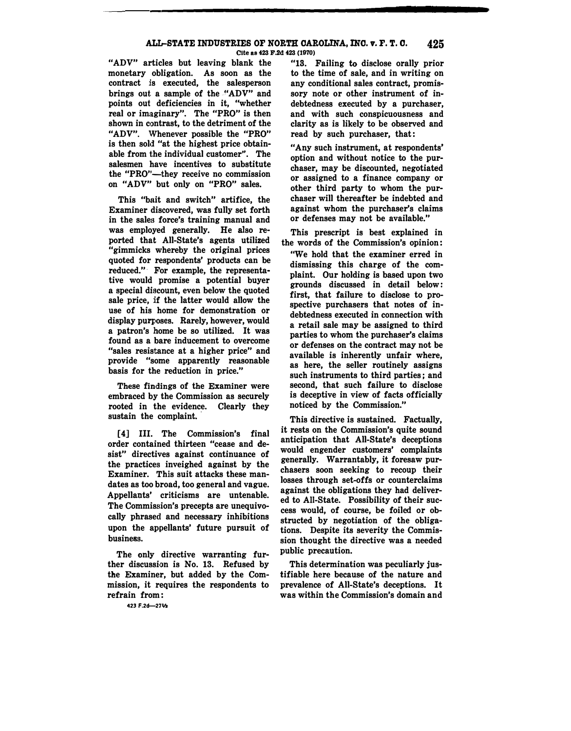"ADV" articles but leaving blank the monetary obligation. As soon as the contract is executed, the salesperson brings out a sample of the "ADV" and points out deficiencies in it, "whether real or imaginary". The "PRO" is then shown in contrast, to the detriment of the "ADV". Whenever possible the "PRO" is then sold "at the highest price obtainable from the individual customer". The salesmen have incentives to substitute the "PRO"—they receive no commission on "ADV" but only on "PRO" sales.

This "bait and switch" artifice, the Examiner discovered, was fully set forth in the sales force's training manual and was employed generally. He also reported that All-State's agents utilized "gimmicks whereby the original prices quoted for respondents' products can be reduced." For example, the representative would promise a potential buyer a special discount, even below the quoted sale price, if the latter would allow the use of his home for demonstration or display purposes. Rarely, however, would a patron's home be so utilized. It was found as a bare inducement to overcome "sales resistance at a higher price" and provide "some apparently reasonable basis for the reduction in price."

These findings of the Examiner were embraced by the Commission as securely rooted in the evidence. Clearly they sustain the complaint.

[4] III. The Commission's final order contained thirteen "cease and desist" directives against continuance of the practices inveighed against by the Examiner. This suit attacks these mandates as too broad, too general and vague. Appellants' criticisms are untenable. The Commission's precepts are unequivocally phrased and necessary inhibitions upon the appellants' future pursuit of business.

The only directive warranting further discussion is No. 13. Refused by the Examiner, but added by the Commission, it requires the respondents to refrain from:

"13. Failing to disclose orally prior to the time of sale, and in writing on any conditional sales contract, promissory note or other instrument of indebtedness executed by a purchaser, and with such conspicuousness and clarity as is likely to be observed and read by such purchaser, that:

"Any such instrument, at respondents' option and without notice to the purchaser, may be discounted, negotiated or assigned to a finance company or other third party to whom the purchaser will thereafter be indebted and against whom the purchaser's claims or defenses may not be available."

This prescript is best explained in the words of the Commission's opinion:

"We hold that the examiner erred in dismissing this charge of the complaint. Our holding is based upon two grounds discussed in detail below: first, that failure to disclose to prospective purchasers that notes of indebtedness executed in connection with a retail sale may be assigned to third parties to whom the purchaser's claims or defenses on the contract may not be available is inherently unfair where, as here, the seller routinely assigns such instruments to third parties; and second, that such failure to disclose is deceptive in view of facts officially noticed by the Commission."

This directive is sustained. Factually, it rests on the Commission's quite sound anticipation that All-State's deceptions would engender customers' complaints generally. Warrantably, it foresaw purchasers soon seeking to recoup their losses through set-offs or counterclaims against the obligations they had delivered to All-State. Possibility of their success would, of course, be foiled or obstructed by negotiation of the obligations. Despite its severity the Commission thought the directive was a needed public precaution.

This determination was peculiarly justifiable here because of the nature and prevalence of All-State's deceptions. It was within the Commission's domain and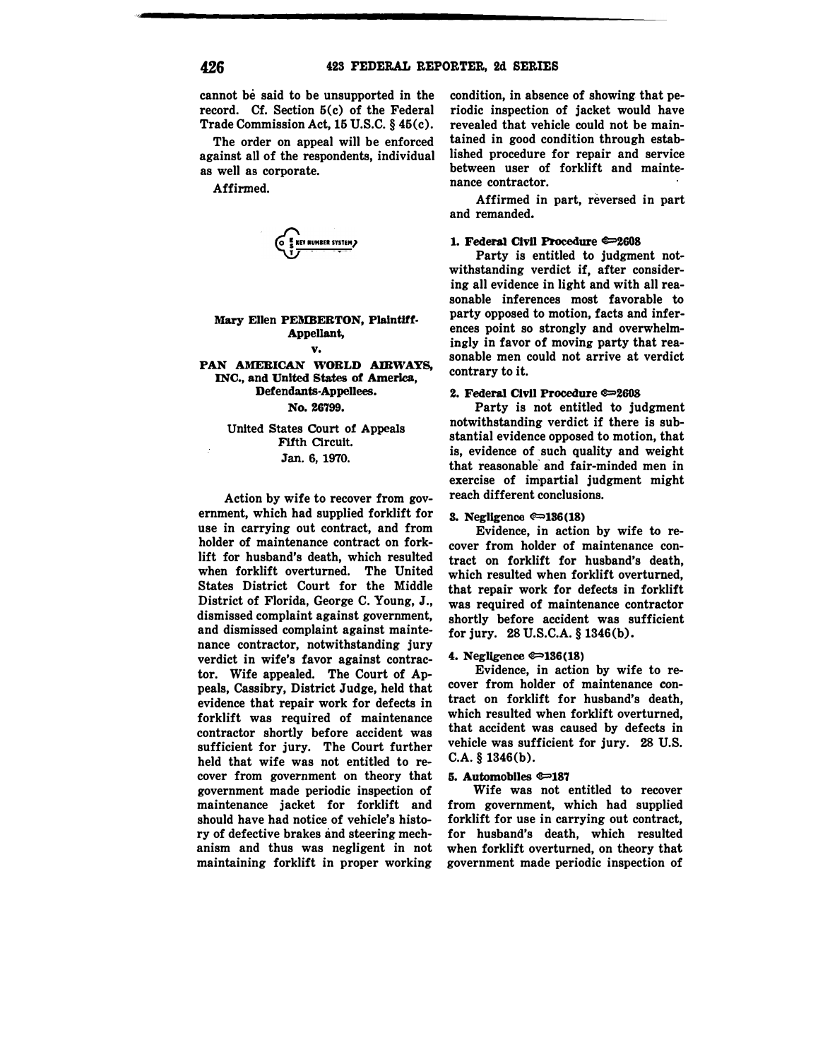cannot bė said to be unsupported in the record. Cf. Section 5(c) of the Federal Trade Commission Act, 15 U.S.C. § 45(c).

The order on appeal will be enforced against all of the respondents, individual as well as corporate.

Affirmed.

Mary Ellen PEMBERTON, Plaintiff-Appellant,

v.

PAN AMERICAN WORLD AIRWAYS, INC., and United States of America, Defendants-Appellees.

No. 26799.

United States Court of Appeals Fifth Circuit.

Jan. 6, 1970.

Action by wife to recover from government, which had supplied forklift for use in carrying out contract, and from holder of maintenance contract on forklift for husband's death, which resulted when forklift overturned. The United States District Court for the Middle District of Florida, George C. Young, J., dismissed complaint against government, and dismissed complaint against maintenance contractor, notwithstanding jury verdict in wife's favor against contractor. Wife appealed. The Court of Appeals, Cassibry, District Judge, held that evidence that repair work for defects in forklift was required of maintenance contractor shortly before accident was sufficient for jury. The Court further held that wife was not entitled to recover from government on theory that government made periodic inspection of maintenance jacket for forklift and should have had notice of vehicle's history of defective brakes ȧnd steering mechanism and thus was negligent in not maintaining forklift in proper working condition, in absence of showing that periodic inspection of jacket would have revealed that vehicle could not be maintained in good condition through established procedure for repair and service between user of forklift and maintenance contractor.

Affirmed in part, reversed in part and remanded.

**1. Federal Civil Procedure ⟹2608**

Party is entitled to judgment notwithstanding verdict if, after considering all evidence in light and with all reasonable inferences most favorable to party opposed to motion, facts and inferences point so strongly and overwhelmingly in favor of moving party that reasonable men could not arrive at verdict contrary to it.

**2. Federal Civil Procedure ⟹2608**

Party is not entitled to judgment notwithstanding verdict if there is substantial evidence opposed to motion, that is, evidence of such quality and weight that reasonable and fair-minded men in exercise of impartial judgment might reach different conclusions.

**3. Negligence ⟹136(18)**

Evidence, in action by wife to recover from holder of maintenance contract on forklift for husband's death, which resulted when forklift overturned, that repair work for defects in forklift was required of maintenance contractor shortly before accident was sufficient for jury. 28 U.S.C.A. § 1346(b).

**4. Negligence ⟹136(18)**

Evidence, in action by wife to recover from holder of maintenance contract on forklift for husband's death, which resulted when forklift overturned, that accident was caused by defects in vehicle was sufficient for jury. 28 U.S. C.A. § 1346(b).

**5. Automobiles ⟹187**

Wife was not entitled to recover from government, which had supplied forklift for use in carrying out contract, for husband's death, which resulted when forklift overturned, on theory that government made periodic inspection of